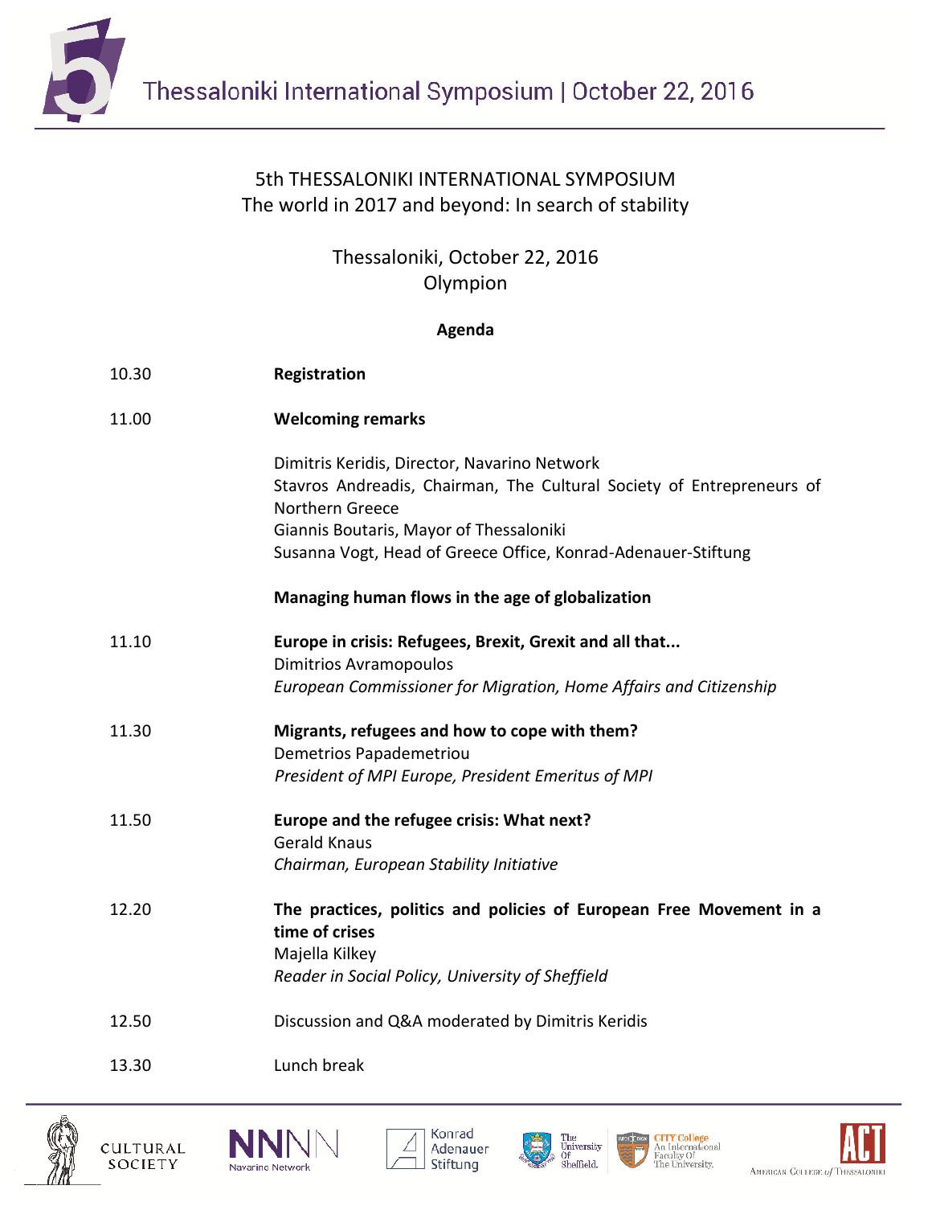# 5th THESSALONIKI INTERNATIONAL SYMPOSIUM

## The world in 2017 and beyond: In search of stability

Thessaloniki, October 22, 2016
Olympion

**Agenda**

| | |
|---|---|
| 10.30 | **Registration** |
| 11.00 | **Welcoming remarks** |
| | Dimitris Keridis, Director, Navarino Network<br>Stavros Andreadis, Chairman, The Cultural Society of Entrepreneurs of Northern Greece<br>Giannis Boutaris, Mayor of Thessaloniki<br>Susanna Vogt, Head of Greece Office, Konrad-Adenauer-Stiftung |
| | **Managing human flows in the age of globalization** |
| 11.10 | **Europe in crisis: Refugees, Brexit, Grexit and all that...**<br>Dimitrios Avramopoulos<br>*European Commissioner for Migration, Home Affairs and Citizenship* |
| 11.30 | **Migrants, refugees and how to cope with them?**<br>Demetrios Papademetriou<br>*President of MPI Europe, President Emeritus of MPI* |
| 11.50 | **Europe and the refugee crisis: What next?**<br>Gerald Knaus<br>*Chairman, European Stability Initiative* |
| 12.20 | **The practices, politics and policies of European Free Movement in a time of crises**<br>Majella Kilkey<br>*Reader in Social Policy, University of Sheffield* |
| 12.50 | Discussion and Q&A moderated by Dimitris Keridis |
| 13.30 | Lunch break |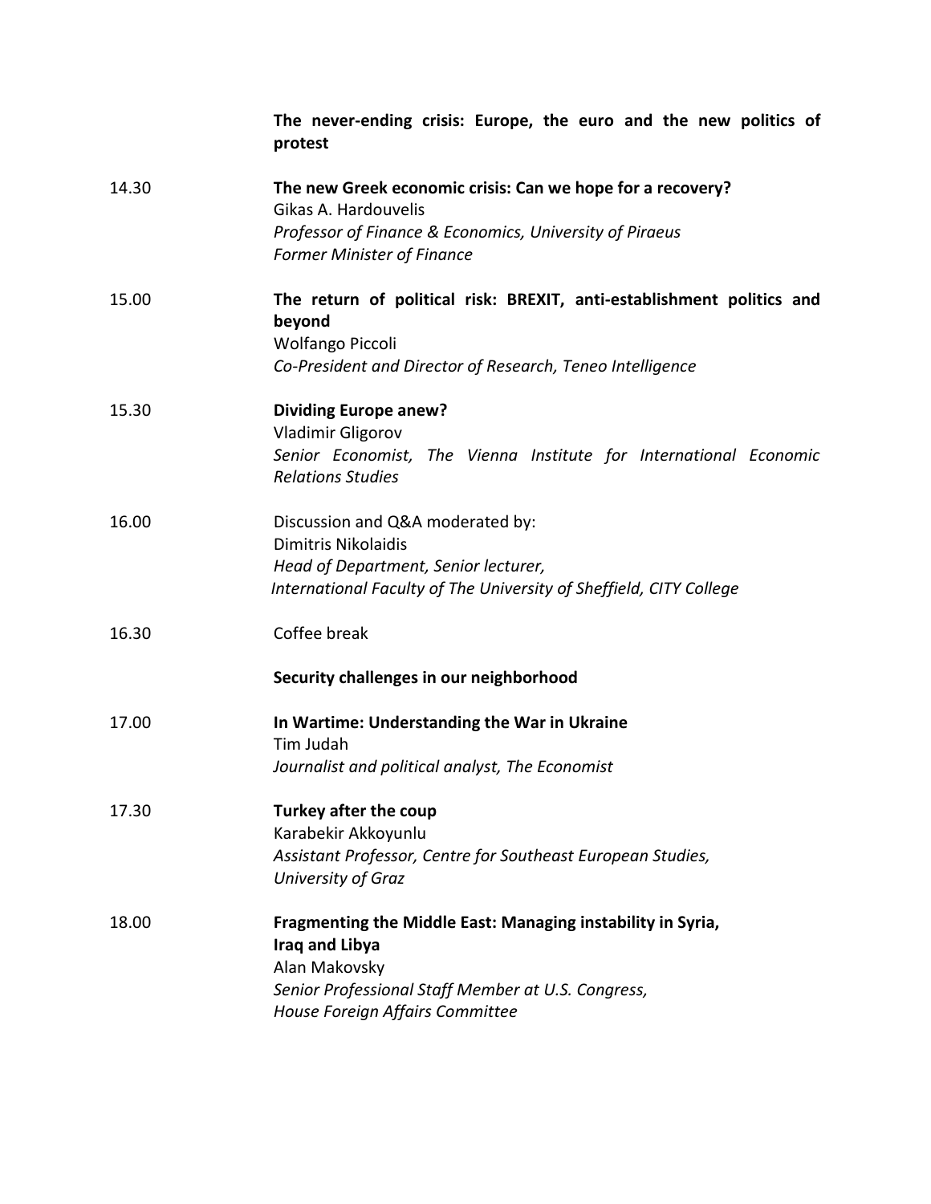**The never-ending crisis: Europe, the euro and the new politics of protest**

| | |
|---|---|
| 14.30 | **The new Greek economic crisis: Can we hope for a recovery?**<br>Gikas A. Hardouvelis<br>*Professor of Finance & Economics, University of Piraeus*<br>*Former Minister of Finance* |
| 15.00 | **The return of political risk: BREXIT, anti-establishment politics and beyond**<br>Wolfango Piccoli<br>*Co-President and Director of Research, Teneo Intelligence* |
| 15.30 | **Dividing Europe anew?**<br>Vladimir Gligorov<br>*Senior Economist, The Vienna Institute for International Economic Relations Studies* |
| 16.00 | Discussion and Q&A moderated by:<br>Dimitris Nikolaidis<br>*Head of Department, Senior lecturer,*<br>*International Faculty of The University of Sheffield, CITY College* |
| 16.30 | Coffee break |

**Security challenges in our neighborhood**

| | |
|---|---|
| 17.00 | **In Wartime: Understanding the War in Ukraine**<br>Tim Judah<br>*Journalist and political analyst, The Economist* |
| 17.30 | **Turkey after the coup**<br>Karabekir Akkoyunlu<br>*Assistant Professor, Centre for Southeast European Studies, University of Graz* |
| 18.00 | **Fragmenting the Middle East: Managing instability in Syria, Iraq and Libya**<br>Alan Makovsky<br>*Senior Professional Staff Member at U.S. Congress, House Foreign Affairs Committee* |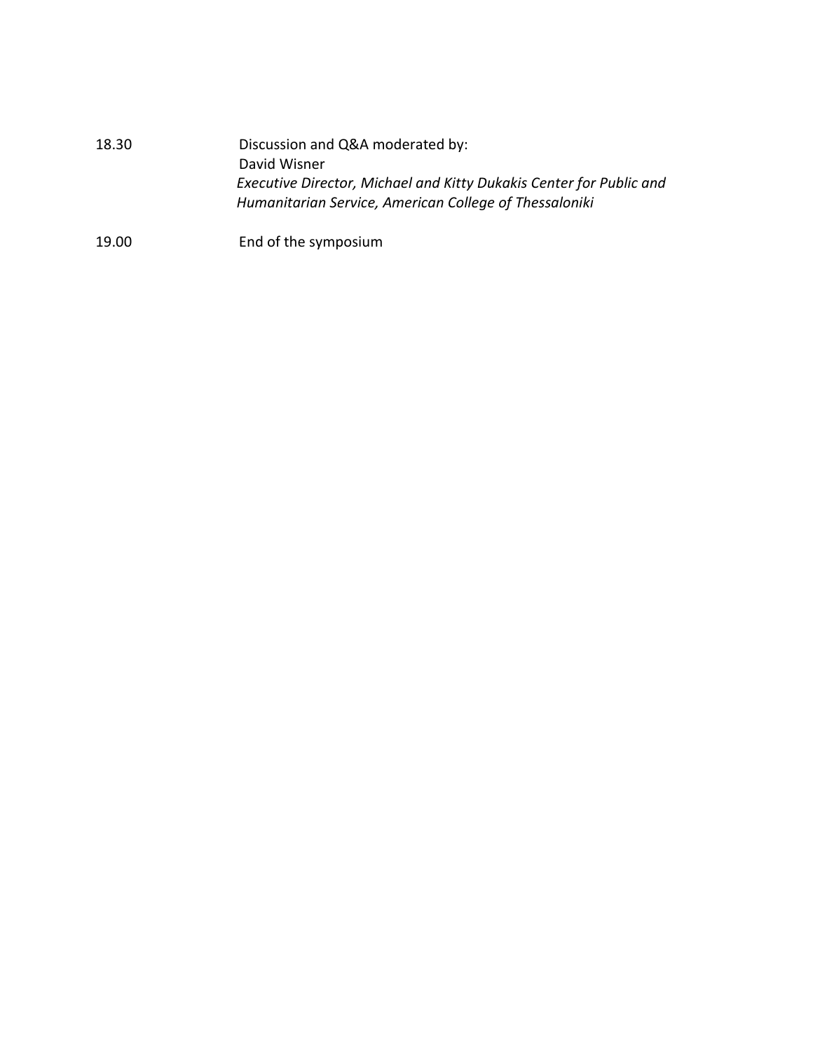| | |
|---|---|
| 18.30 | Discussion and Q&A moderated by:<br>David Wisner<br>*Executive Director, Michael and Kitty Dukakis Center for Public and Humanitarian Service, American College of Thessaloniki* |
| 19.00 | End of the symposium |